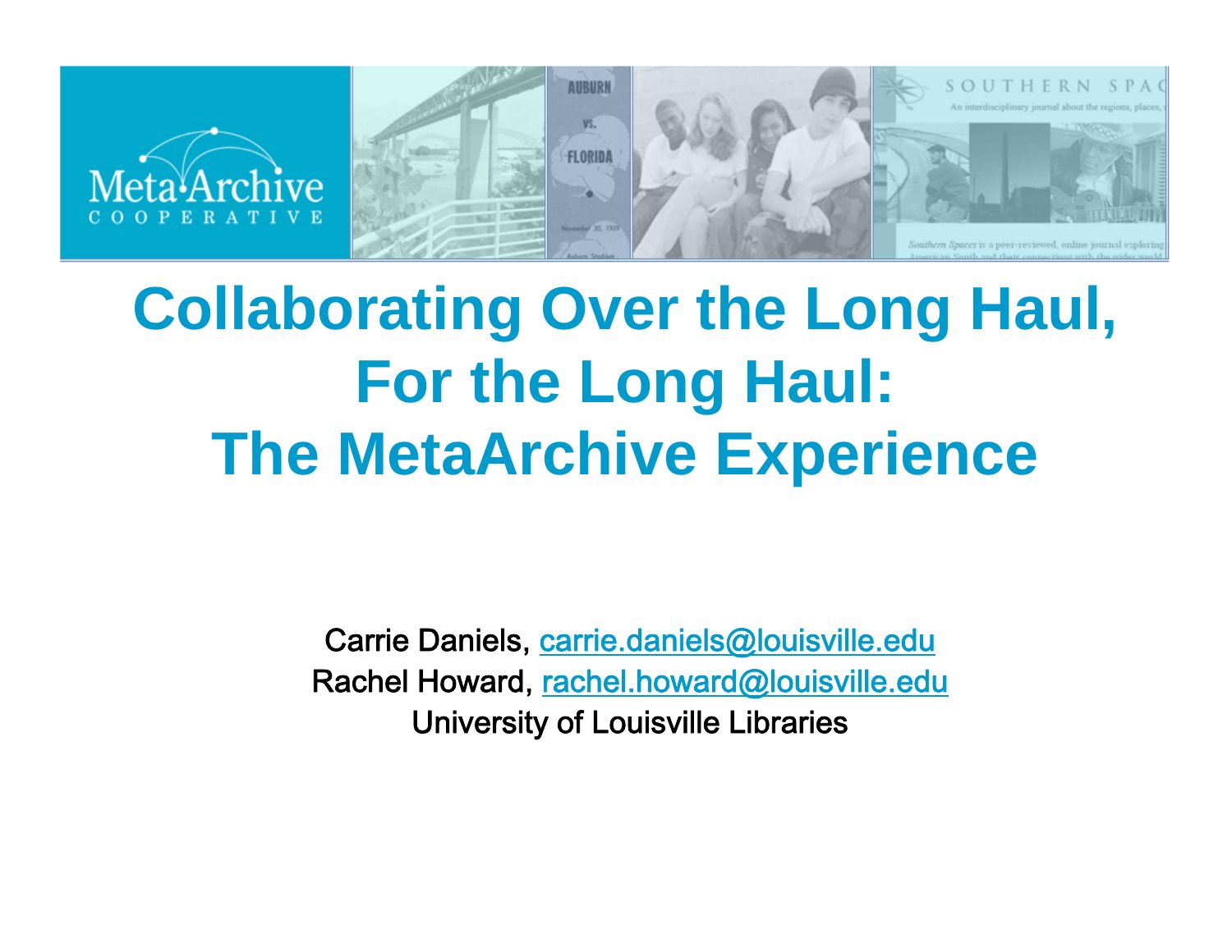# Collaborating Over the Long Haul, For the Long Haul: The MetaArchive Experience

Carrie Daniels, carrie.daniels@louisville.edu
Rachel Howard, rachel.howard@louisville.edu
University of Louisville Libraries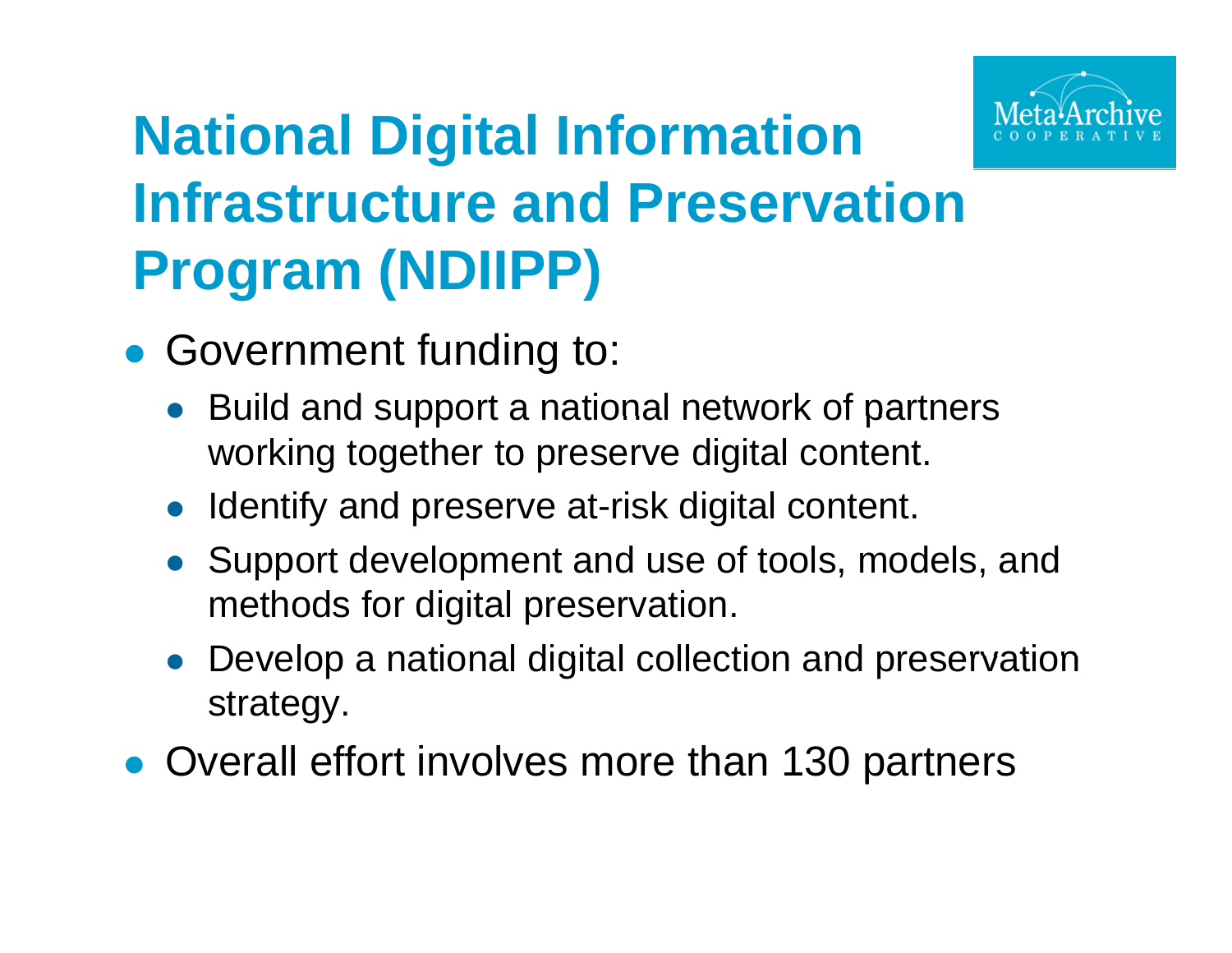# National Digital Information Infrastructure and Preservation Program (NDIIPP)

- Government funding to:
  - Build and support a national network of partners working together to preserve digital content.
  - Identify and preserve at-risk digital content.
  - Support development and use of tools, models, and methods for digital preservation.
  - Develop a national digital collection and preservation strategy.
- Overall effort involves more than 130 partners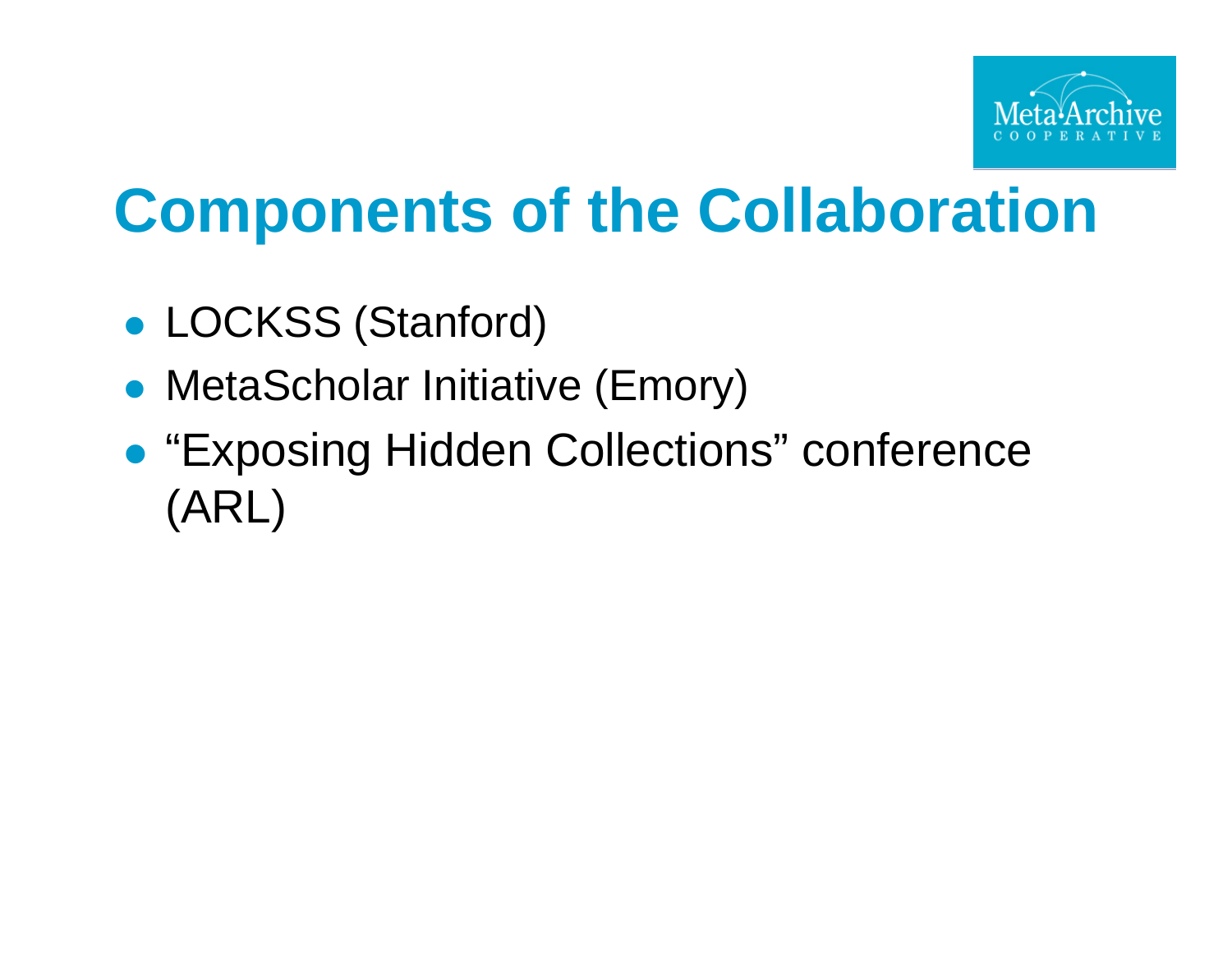# Components of the Collaboration

- LOCKSS (Stanford)
- MetaScholar Initiative (Emory)
- "Exposing Hidden Collections" conference (ARL)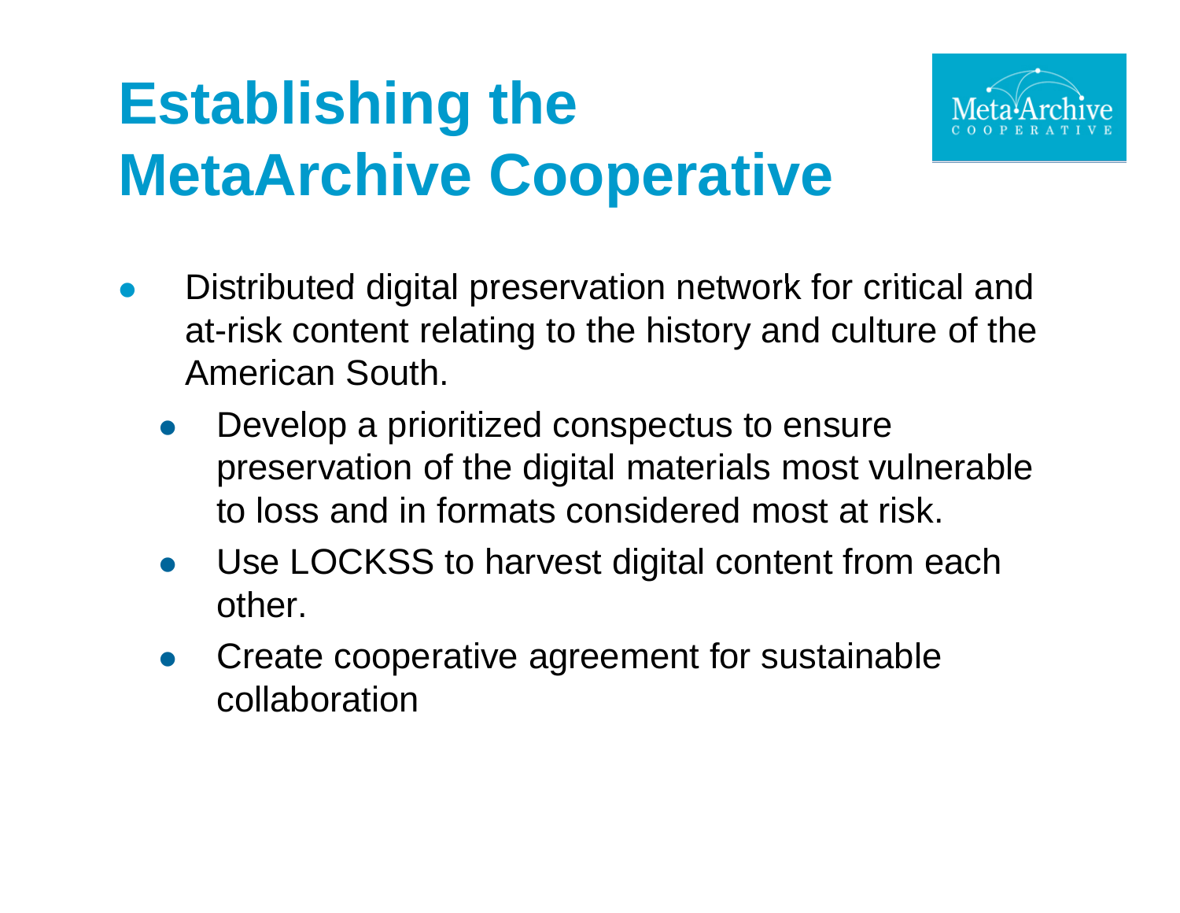# Establishing the MetaArchive Cooperative

- Distributed digital preservation network for critical and at-risk content relating to the history and culture of the American South.
  - Develop a prioritized conspectus to ensure preservation of the digital materials most vulnerable to loss and in formats considered most at risk.
  - Use LOCKSS to harvest digital content from each other.
  - Create cooperative agreement for sustainable collaboration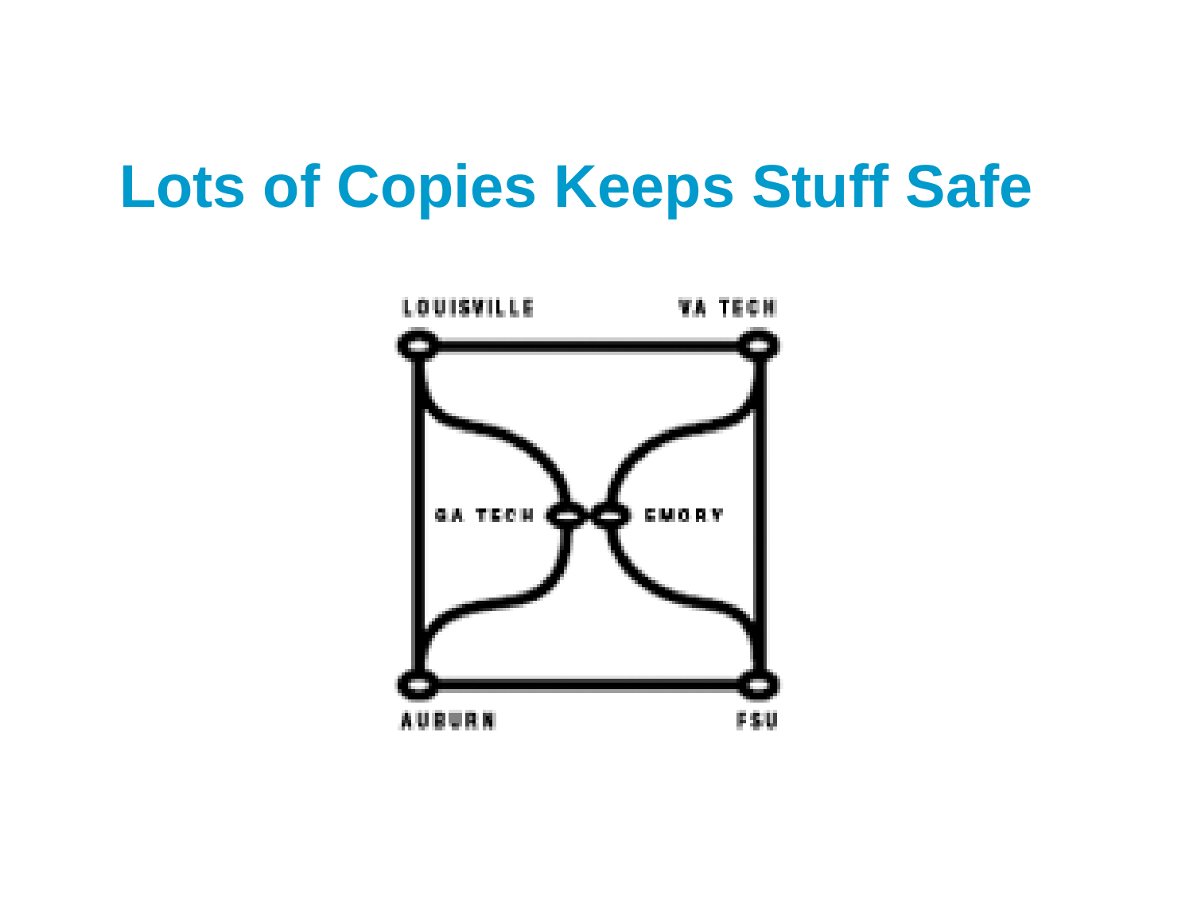# Lots of Copies Keeps Stuff Safe

LOUISVILLE VA TECH

GA TECH EMORY

AUBURN FSU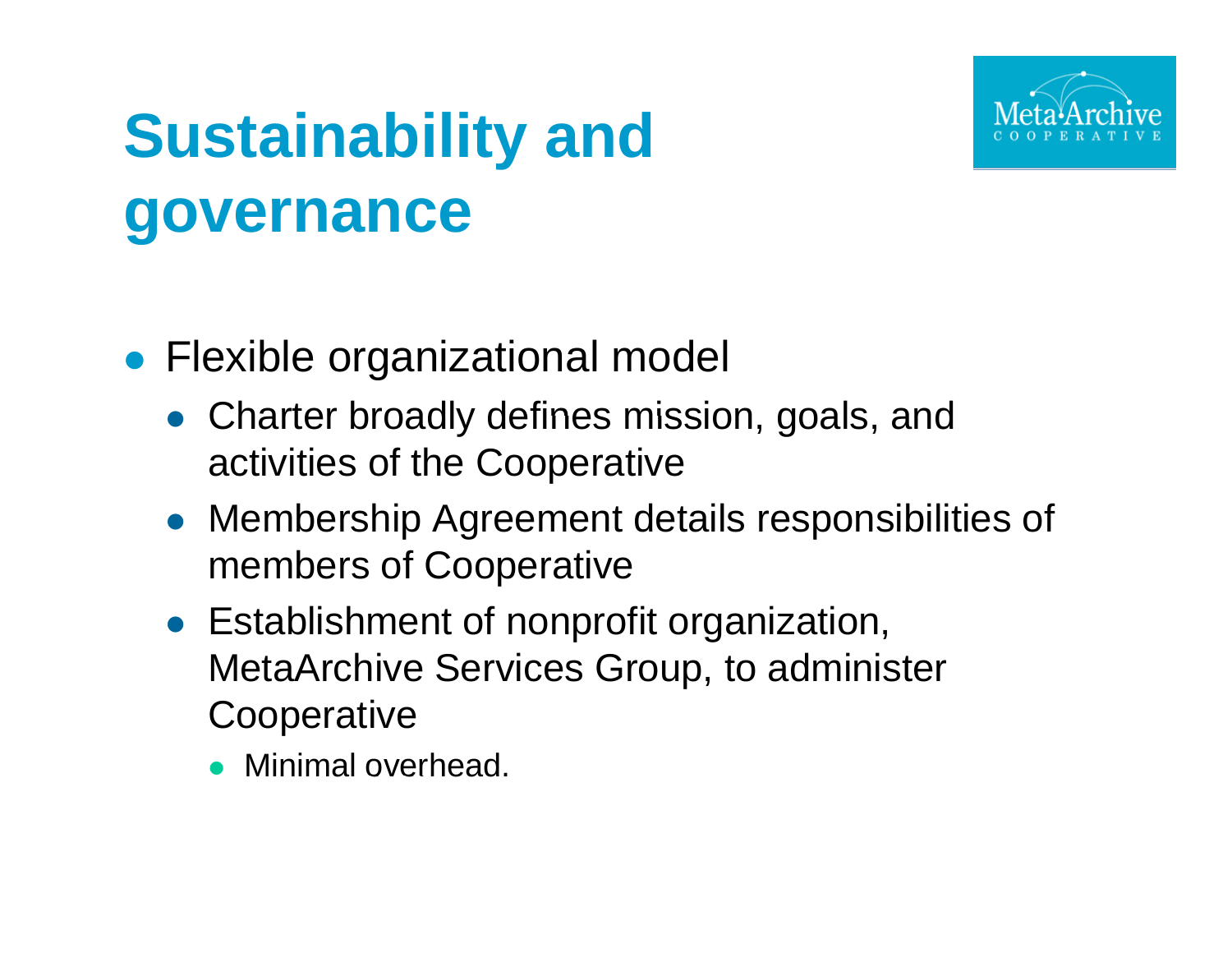# Sustainability and governance

- Flexible organizational model
  - Charter broadly defines mission, goals, and activities of the Cooperative
  - Membership Agreement details responsibilities of members of Cooperative
  - Establishment of nonprofit organization, MetaArchive Services Group, to administer Cooperative
    - Minimal overhead.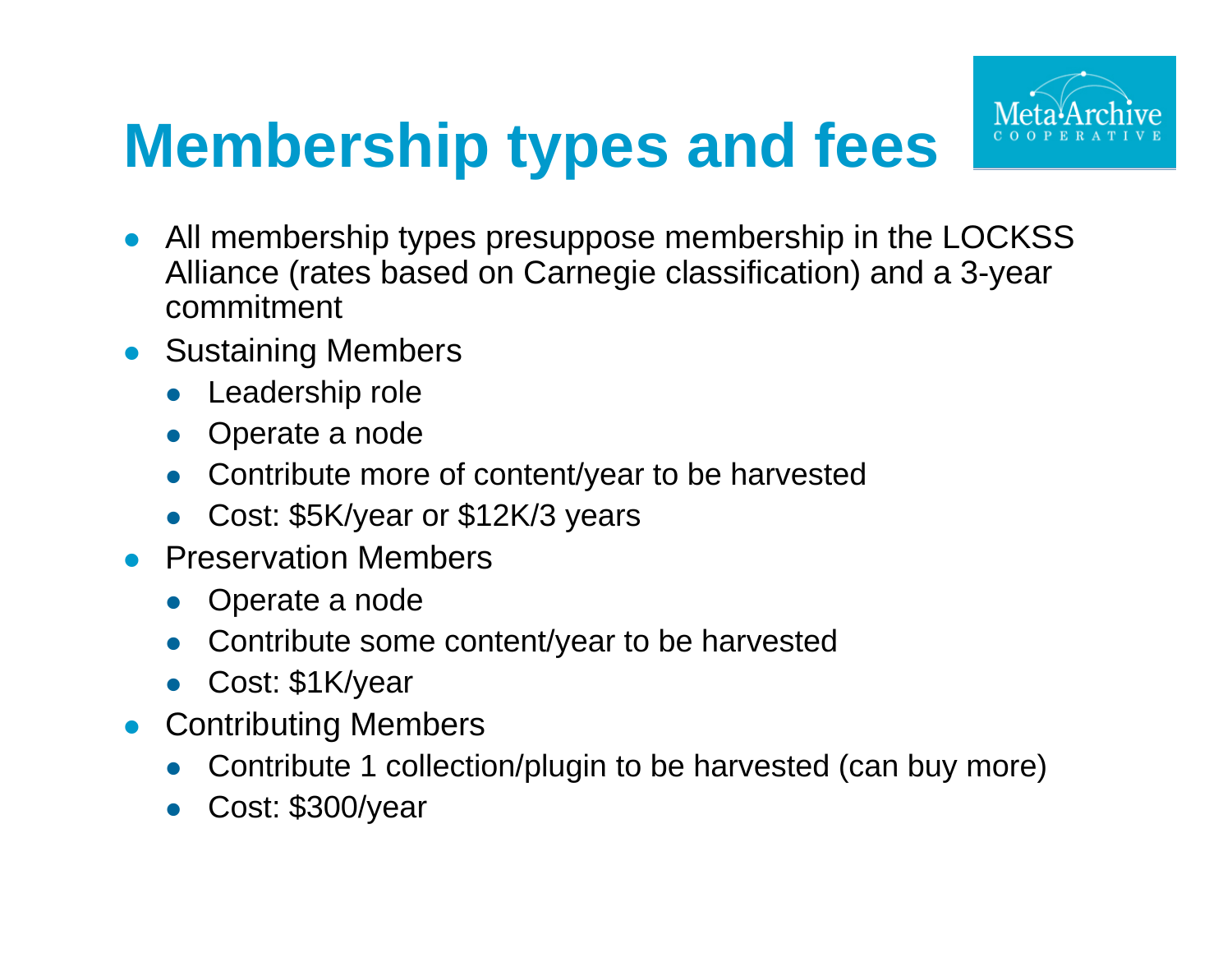# Membership types and fees

- All membership types presuppose membership in the LOCKSS Alliance (rates based on Carnegie classification) and a 3-year commitment
- Sustaining Members
  - Leadership role
  - Operate a node
  - Contribute more of content/year to be harvested
  - Cost: $5K/year or $12K/3 years
- Preservation Members
  - Operate a node
  - Contribute some content/year to be harvested
  - Cost: $1K/year
- Contributing Members
  - Contribute 1 collection/plugin to be harvested (can buy more)
  - Cost: $300/year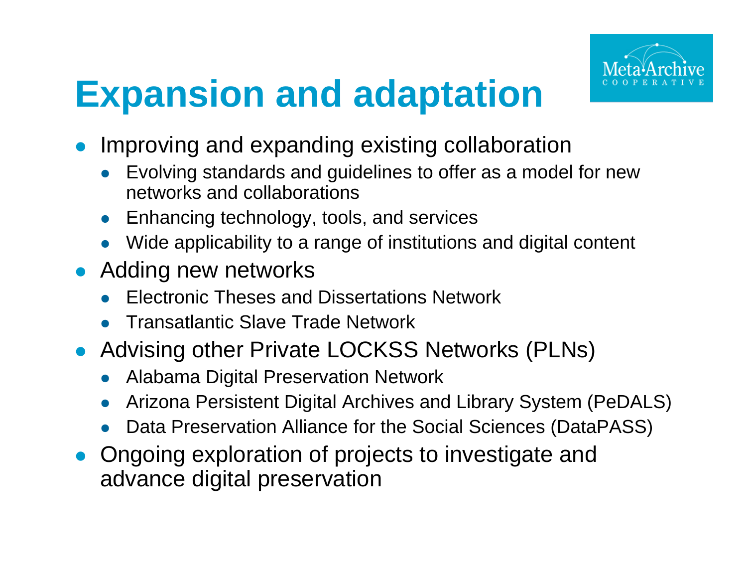# Expansion and adaptation

- Improving and expanding existing collaboration
  - Evolving standards and guidelines to offer as a model for new networks and collaborations
  - Enhancing technology, tools, and services
  - Wide applicability to a range of institutions and digital content
- Adding new networks
  - Electronic Theses and Dissertations Network
  - Transatlantic Slave Trade Network
- Advising other Private LOCKSS Networks (PLNs)
  - Alabama Digital Preservation Network
  - Arizona Persistent Digital Archives and Library System (PeDALS)
  - Data Preservation Alliance for the Social Sciences (DataPASS)
- Ongoing exploration of projects to investigate and advance digital preservation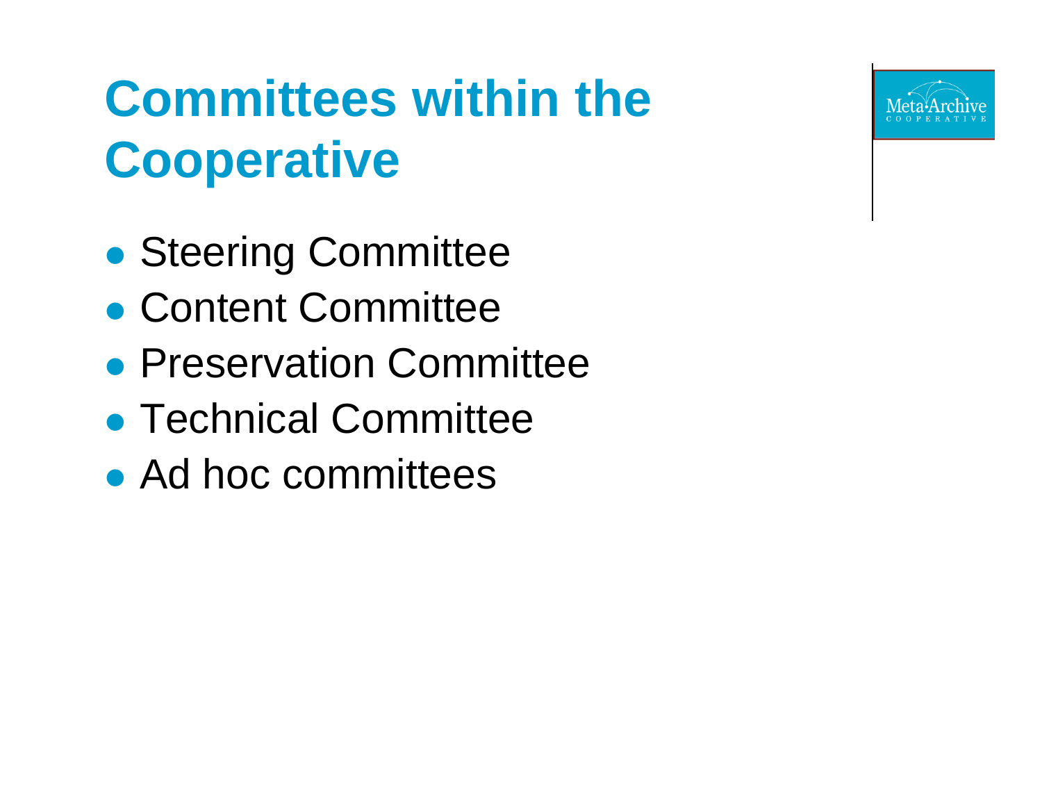# Committees within the Cooperative

- Steering Committee
- Content Committee
- Preservation Committee
- Technical Committee
- Ad hoc committees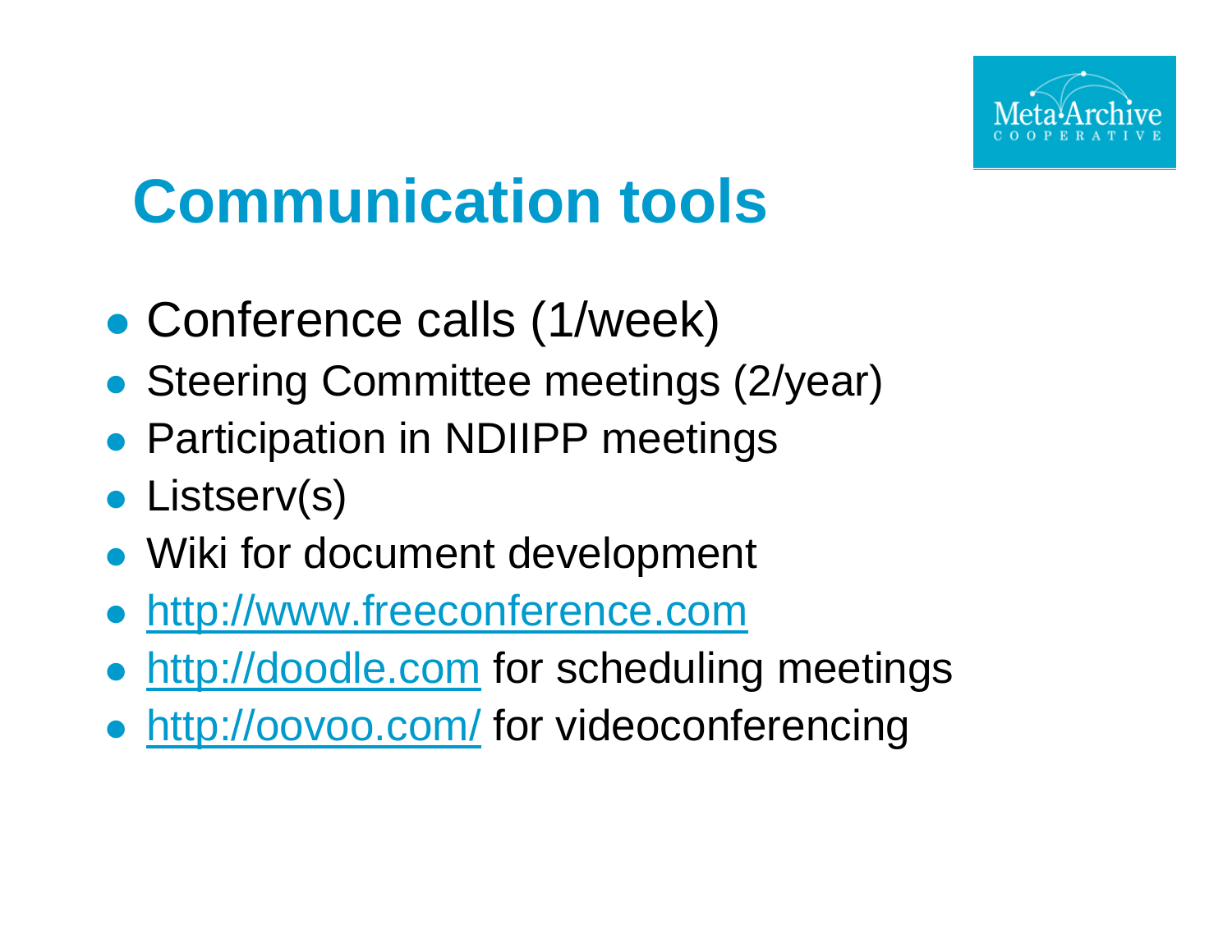# Communication tools

- Conference calls (1/week)
- Steering Committee meetings (2/year)
- Participation in NDIIPP meetings
- Listserv(s)
- Wiki for document development
- http://www.freeconference.com
- http://doodle.com for scheduling meetings
- http://oovoo.com/ for videoconferencing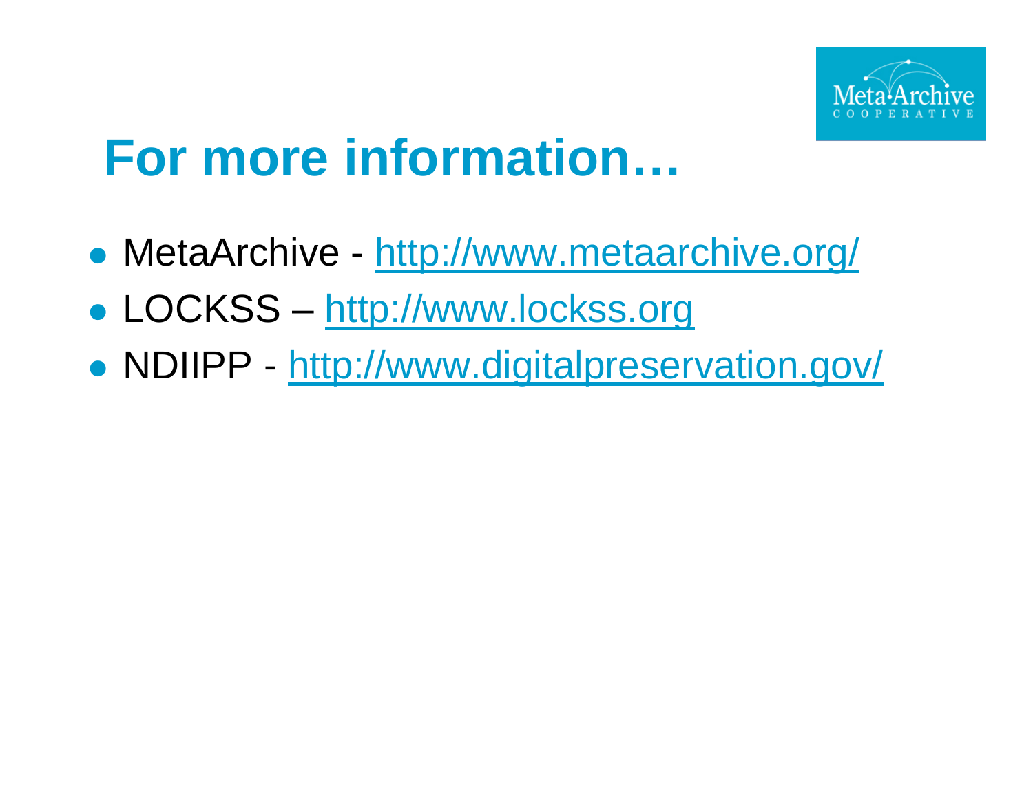# For more information…

- MetaArchive - http://www.metaarchive.org/
- LOCKSS – http://www.lockss.org
- NDIIPP - http://www.digitalpreservation.gov/